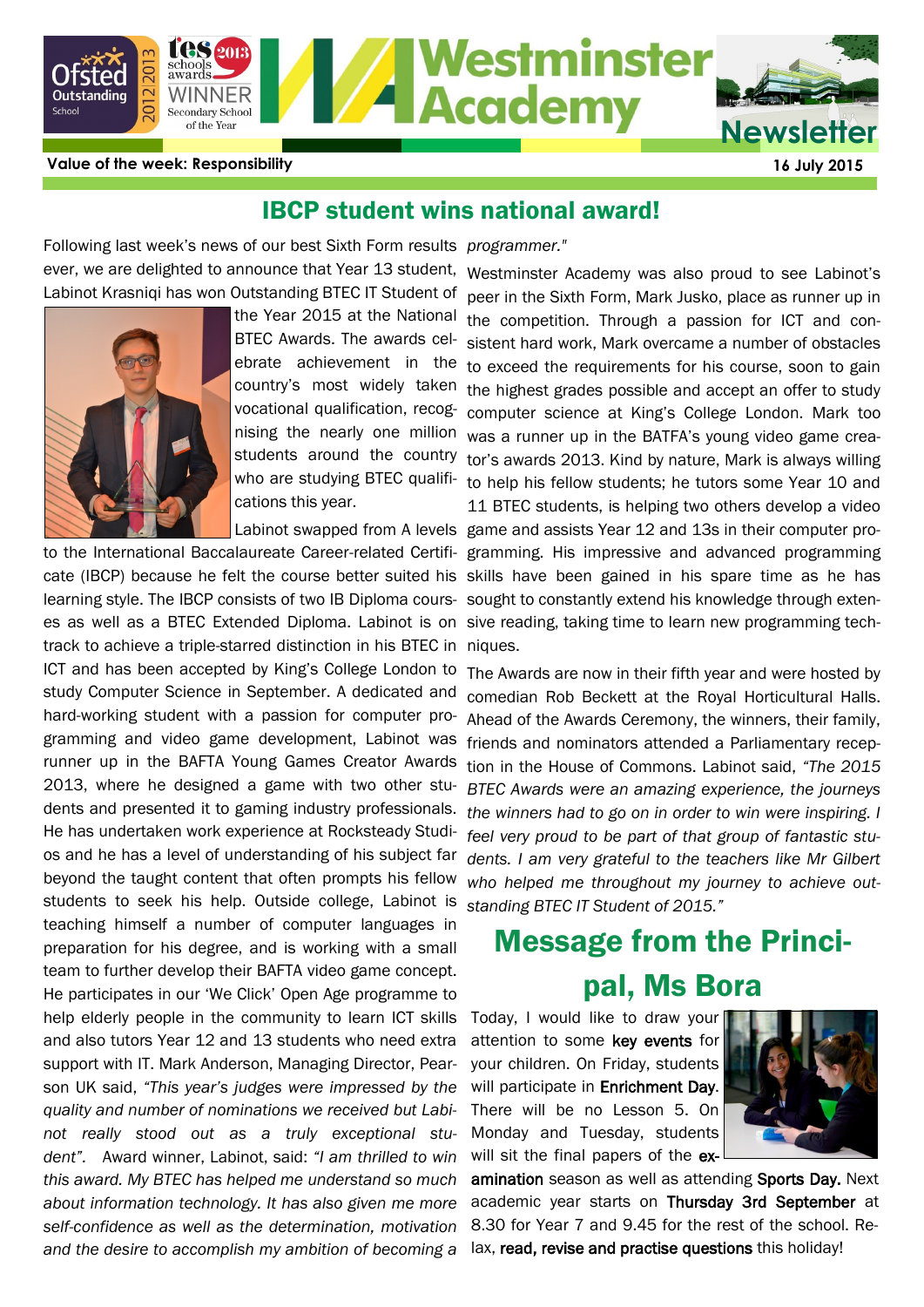# Westminster Academy Newsletter

**Value of the week: Responsibility** — **16 July 2015**

## IBCP student wins national award!

Following last week's news of our best Sixth Form results ever, we are delighted to announce that Year 13 student, Labinot Krasniqi has won Outstanding BTEC IT Student of the Year 2015 at the National BTEC Awards. The awards celebrate achievement in the country's most widely taken vocational qualification, recognising the nearly one million students around the country who are studying BTEC qualifications this year.

Labinot swapped from A levels to the International Baccalaureate Career-related Certificate (IBCP) because he felt the course better suited his learning style. The IBCP consists of two IB Diploma courses as well as a BTEC Extended Diploma. Labinot is on track to achieve a triple-starred distinction in his BTEC in ICT and has been accepted by King's College London to study Computer Science in September. A dedicated and hard-working student with a passion for computer programming and video game development, Labinot was runner up in the BAFTA Young Games Creator Awards 2013, where he designed a game with two other students and presented it to gaming industry professionals. He has undertaken work experience at Rocksteady Studios and he has a level of understanding of his subject far beyond the taught content that often prompts his fellow students to seek his help. Outside college, Labinot is teaching himself a number of computer languages in preparation for his degree, and is working with a small team to further develop their BAFTA video game concept. He participates in our 'We Click' Open Age programme to help elderly people in the community to learn ICT skills and also tutors Year 12 and 13 students who need extra support with IT. Mark Anderson, Managing Director, Pearson UK said, *"This year's judges were impressed by the quality and number of nominations we received but Labinot really stood out as a truly exceptional student"*. Award winner, Labinot, said: *"I am thrilled to win this award. My BTEC has helped me understand so much about information technology. It has also given me more self-confidence as well as the determination, motivation and the desire to accomplish my ambition of becoming a programmer."*

Westminster Academy was also proud to see Labinot's peer in the Sixth Form, Mark Jusko, place as runner up in the competition. Through a passion for ICT and consistent hard work, Mark overcame a number of obstacles to exceed the requirements for his course, soon to gain the highest grades possible and accept an offer to study computer science at King's College London. Mark too was a runner up in the BATFA's young video game creator's awards 2013. Kind by nature, Mark is always willing to help his fellow students; he tutors some Year 10 and 11 BTEC students, is helping two others develop a video game and assists Year 12 and 13s in their computer programming. His impressive and advanced programming skills have been gained in his spare time as he has sought to constantly extend his knowledge through extensive reading, taking time to learn new programming techniques.

The Awards are now in their fifth year and were hosted by comedian Rob Beckett at the Royal Horticultural Halls. Ahead of the Awards Ceremony, the winners, their family, friends and nominators attended a Parliamentary reception in the House of Commons. Labinot said, *"The 2015 BTEC Awards were an amazing experience, the journeys the winners had to go on in order to win were inspiring. I feel very proud to be part of that group of fantastic students. I am very grateful to the teachers like Mr Gilbert who helped me throughout my journey to achieve outstanding BTEC IT Student of 2015."*

## Message from the Principal, Ms Bora

Today, I would like to draw your attention to some **key events** for your children. On Friday, students will participate in **Enrichment Day**. There will be no Lesson 5. On Monday and Tuesday, students will sit the final papers of the **examination** season as well as attending **Sports Day.** Next academic year starts on **Thursday 3rd September** at 8.30 for Year 7 and 9.45 for the rest of the school. Relax, **read, revise and practise questions** this holiday!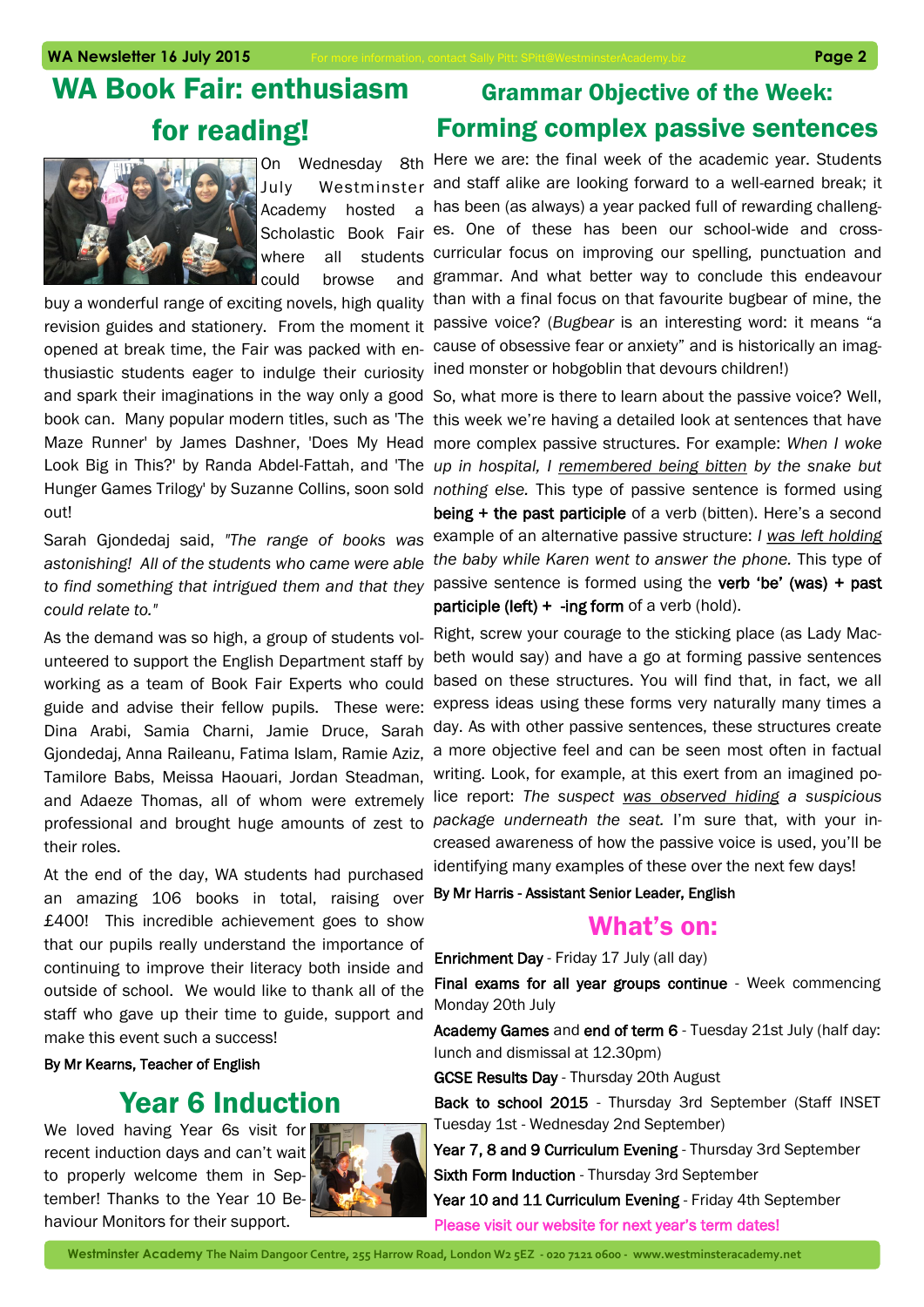## WA Book Fair: enthusiasm for reading!

On Wednesday 8th July Westminster Academy hosted a Scholastic Book Fair where all students could browse and buy a wonderful range of exciting novels, high quality revision guides and stationery. From the moment it opened at break time, the Fair was packed with enthusiastic students eager to indulge their curiosity and spark their imaginations in the way only a good book can. Many popular modern titles, such as 'The Maze Runner' by James Dashner, 'Does My Head Look Big in This?' by Randa Abdel-Fattah, and 'The Hunger Games Trilogy' by Suzanne Collins, soon sold out!

Sarah Gjondedaj said, *"The range of books was astonishing! All of the students who came were able to find something that intrigued them and that they could relate to."*

As the demand was so high, a group of students volunteered to support the English Department staff by working as a team of Book Fair Experts who could guide and advise their fellow pupils. These were: Dina Arabi, Samia Charni, Jamie Druce, Sarah Gjondedaj, Anna Raileanu, Fatima Islam, Ramie Aziz, Tamilore Babs, Meissa Haouari, Jordan Steadman, and Adaeze Thomas, all of whom were extremely professional and brought huge amounts of zest to their roles.

At the end of the day, WA students had purchased an amazing 106 books in total, raising over £400! This incredible achievement goes to show that our pupils really understand the importance of continuing to improve their literacy both inside and outside of school. We would like to thank all of the staff who gave up their time to guide, support and make this event such a success!

**By Mr Kearns, Teacher of English**

## Year 6 Induction

We loved having Year 6s visit for recent induction days and can't wait to properly welcome them in September! Thanks to the Year 10 Behaviour Monitors for their support.

## Grammar Objective of the Week: Forming complex passive sentences

Here we are: the final week of the academic year. Students and staff alike are looking forward to a well-earned break; it has been (as always) a year packed full of rewarding challenges. One of these has been our school-wide and cross-curricular focus on improving our spelling, punctuation and grammar. And what better way to conclude this endeavour than with a final focus on that favourite bugbear of mine, the passive voice? (*Bugbear* is an interesting word: it means "a cause of obsessive fear or anxiety" and is historically an imagined monster or hobgoblin that devours children!)

So, what more is there to learn about the passive voice? Well, this week we're having a detailed look at sentences that have more complex passive structures. For example: *When I woke up in hospital, I <u>remembered being bitten</u> by the snake but nothing else.* This type of passive sentence is formed using **being + the past participle** of a verb (bitten). Here's a second example of an alternative passive structure: *I <u>was left holding</u> the baby while Karen went to answer the phone.* This type of passive sentence is formed using the **verb 'be' (was) + past participle (left) + -ing form** of a verb (hold).

Right, screw your courage to the sticking place (as Lady Macbeth would say) and have a go at forming passive sentences based on these structures. You will find that, in fact, we all express ideas using these forms very naturally many times a day. As with other passive sentences, these structures create a more objective feel and can be seen most often in factual writing. Look, for example, at this exert from an imagined police report: *The suspect <u>was observed hiding</u> a suspicious package underneath the seat.* I'm sure that, with your increased awareness of how the passive voice is used, you'll be identifying many examples of these over the next few days!

**By Mr Harris - Assistant Senior Leader, English**

## What's on:

**Enrichment Day** - Friday 17 July (all day)

**Final exams for all year groups continue** - Week commencing Monday 20th July

**Academy Games** and **end of term 6** - Tuesday 21st July (half day: lunch and dismissal at 12.30pm)

**GCSE Results Day** - Thursday 20th August

**Back to school 2015** - Thursday 3rd September (Staff INSET Tuesday 1st - Wednesday 2nd September)

**Year 7, 8 and 9 Curriculum Evening** - Thursday 3rd September

**Sixth Form Induction** - Thursday 3rd September

**Year 10 and 11 Curriculum Evening** - Friday 4th September

**Please visit our website for next year's term dates!**